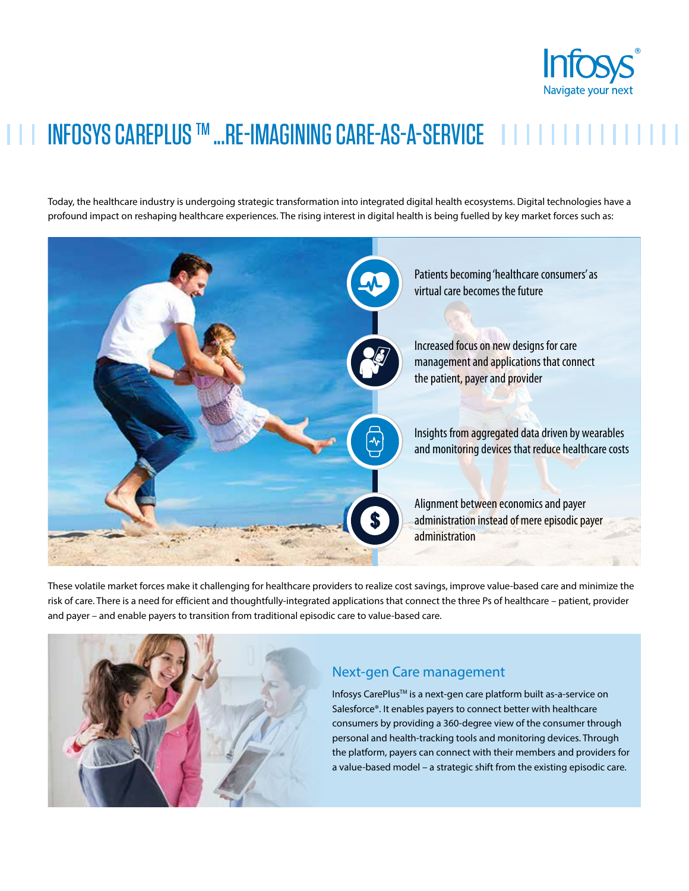# INFOSYS CAREPLUS™ ...RE-IMAGINING CARE-AS-A-SERVICE

Today, the healthcare industry is undergoing strategic transformation into integrated digital health ecosystems. Digital technologies have a profound impact on reshaping healthcare experiences. The rising interest in digital health is being fuelled by key market forces such as:

- Patients becoming 'healthcare consumers' as virtual care becomes the future
- Increased focus on new designs for care management and applications that connect the patient, payer and provider
- Insights from aggregated data driven by wearables and monitoring devices that reduce healthcare costs
- Alignment between economics and payer administration instead of mere episodic payer administration

These volatile market forces make it challenging for healthcare providers to realize cost savings, improve value-based care and minimize the risk of care. There is a need for efficient and thoughtfully-integrated applications that connect the three Ps of healthcare – patient, provider and payer – and enable payers to transition from traditional episodic care to value-based care.

## Next-gen Care management

Infosys CarePlus™ is a next-gen care platform built as-a-service on Salesforce®. It enables payers to connect better with healthcare consumers by providing a 360-degree view of the consumer through personal and health-tracking tools and monitoring devices. Through the platform, payers can connect with their members and providers for a value-based model – a strategic shift from the existing episodic care.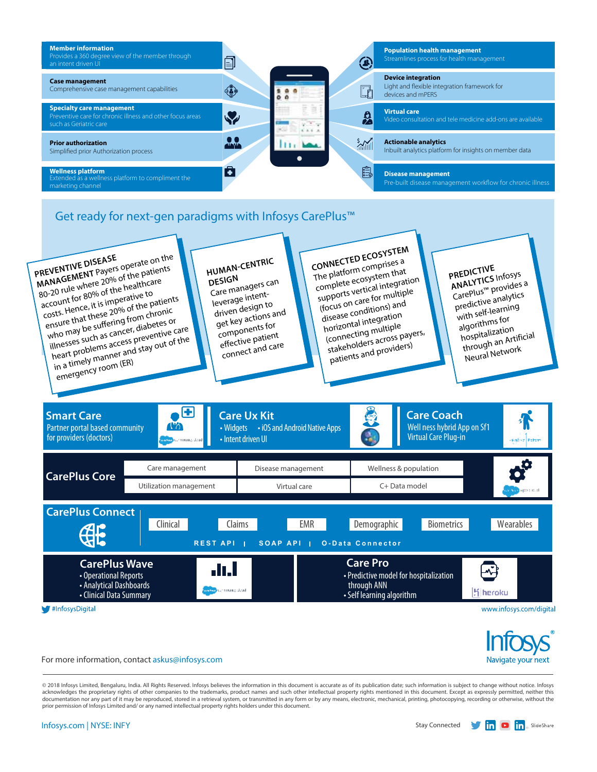**Member information**
Provides a 360 degree view of the member through an intent driven UI

**Case management**
Comprehensive case management capabilities

**Specialty care management**
Preventive care for chronic illness and other focus areas such as Geriatric care

**Prior authorization**
Simplified prior Authorization process

**Wellness platform**
Extended as a wellness platform to compliment the marketing channel

**Population health management**
Streamlines process for health management

**Device integration**
Light and flexible integration framework for devices and mPERS

**Virtual care**
Video consultation and tele medicine add-ons are available

**Actionable analytics**
Inbuilt analytics platform for insights on member data

**Disease management**
Pre-built disease management workflow for chronic illness

## Get ready for next-gen paradigms with Infosys CarePlus™

**PREVENTIVE DISEASE MANAGEMENT** Payers operate on the 80-20 rule where 20% of the patients account for 80% of the healthcare costs. Hence, it is imperative to ensure that these 20% of the patients who may be suffering from chronic illnesses such as cancer, diabetes or heart problems access preventive care in a timely manner and stay out of the emergency room (ER)

**HUMAN-CENTRIC DESIGN** Care managers can leverage intent-driven design to get key actions and components for effective patient connect and care

**CONNECTED ECOSYSTEM** The platform comprises a complete ecosystem that supports vertical integration (focus on care for multiple disease conditions) and horizontal integration (connecting multiple stakeholders across payers, patients and providers)

**PREDICTIVE ANALYTICS** Infosys CarePlus™ provides a predictive analytics with self-learning algorithms for hospitalization through an Artificial Neural Network

### Smart Care
Partner portal based community for providers (doctors)

### Care Ux Kit
- Widgets
- iOS and Android Native Apps
- Intent driven UI

### Care Coach
Well ness hybrid App on Sf1
Virtual Care Plug-in

### CarePlus Core

| | | |
|---|---|---|
| Care management | Disease management | Wellness & population |
| Utilization management | Virtual care | C+ Data model |

### CarePlus Connect

Clinical | Claims | EMR | Demographic | Biometrics | Wearables

REST API | SOAP API | O-Data Connector

### CarePlus Wave
- Operational Reports
- Analytical Dashboards
- Clinical Data Summary

### Care Pro
- Predictive model for hospitalization through ANN
- Self learning algorithm

heroku

#InfosysDigital

www.infosys.com/digital

Infosys®
Navigate your next

For more information, contact askus@infosys.com

© 2018 Infosys Limited, Bengaluru, India. All Rights Reserved. Infosys believes the information in this document is accurate as of its publication date; such information is subject to change without notice. Infosys acknowledges the proprietary rights of other companies to the trademarks, product names and such other intellectual property rights mentioned in this document. Except as expressly permitted, neither this documentation nor any part of it may be reproduced, stored in a retrieval system, or transmitted in any form or by any means, electronic, mechanical, printing, photocopying, recording or otherwise, without the prior permission of Infosys Limited and/ or any named intellectual property rights holders under this document.

Infosys.com | NYSE: INFY

Stay Connected SlideShare